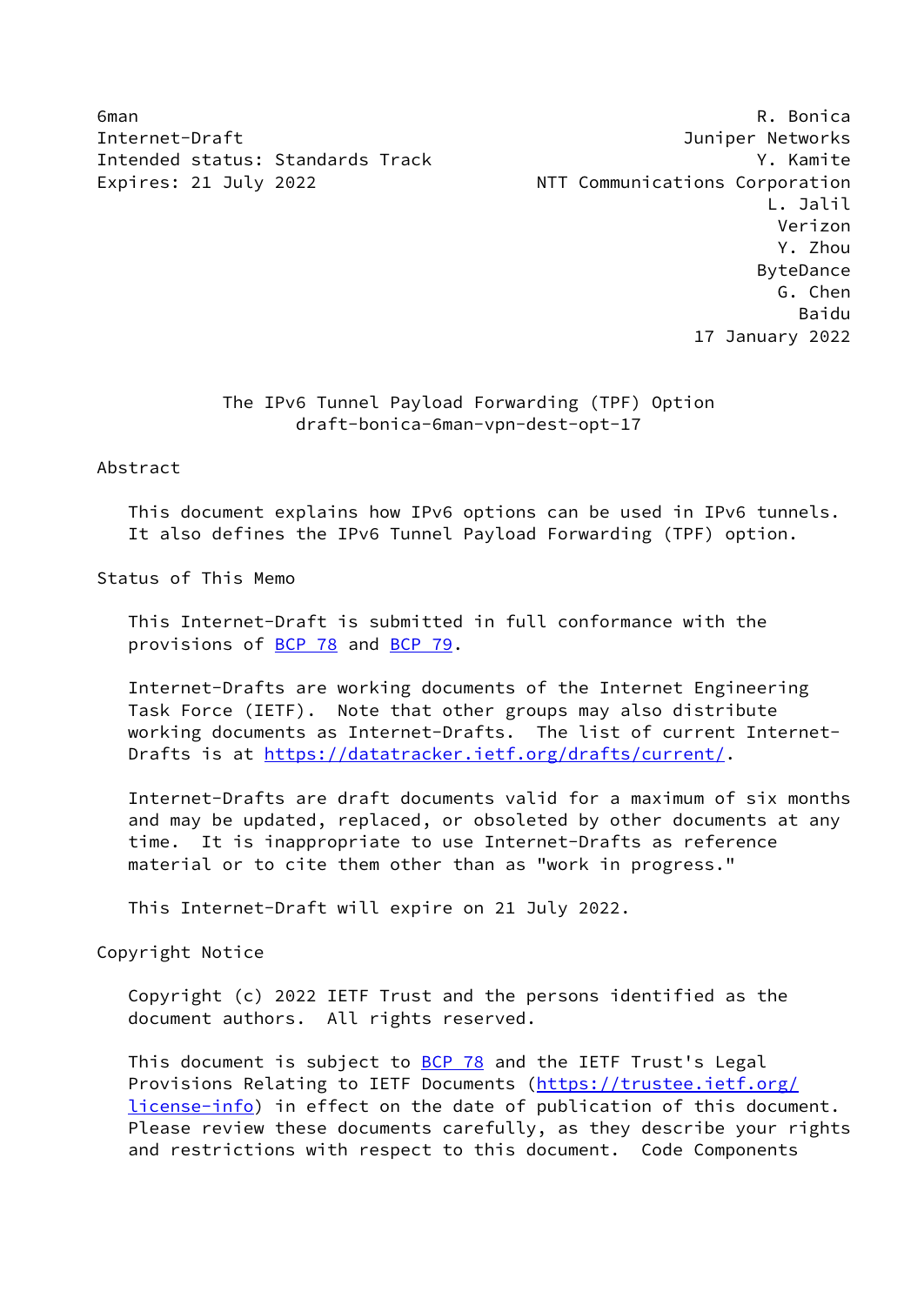6man R. Bonica
Internet-Draft Juniper Networks
Intended status: Standards Track Y. Kamite
Expires: 21 July 2022 NTT Communications Corporation
L. Jalil
Verizon
Y. Zhou
ByteDance
G. Chen
Baidu
17 January 2022

# The IPv6 Tunnel Payload Forwarding (TPF) Option
draft-bonica-6man-vpn-dest-opt-17

## Abstract

This document explains how IPv6 options can be used in IPv6 tunnels. It also defines the IPv6 Tunnel Payload Forwarding (TPF) option.

## Status of This Memo

This Internet-Draft is submitted in full conformance with the provisions of BCP 78 and BCP 79.

Internet-Drafts are working documents of the Internet Engineering Task Force (IETF). Note that other groups may also distribute working documents as Internet-Drafts. The list of current Internet-Drafts is at https://datatracker.ietf.org/drafts/current/.

Internet-Drafts are draft documents valid for a maximum of six months and may be updated, replaced, or obsoleted by other documents at any time. It is inappropriate to use Internet-Drafts as reference material or to cite them other than as "work in progress."

This Internet-Draft will expire on 21 July 2022.

## Copyright Notice

Copyright (c) 2022 IETF Trust and the persons identified as the document authors. All rights reserved.

This document is subject to BCP 78 and the IETF Trust's Legal Provisions Relating to IETF Documents (https://trustee.ietf.org/license-info) in effect on the date of publication of this document. Please review these documents carefully, as they describe your rights and restrictions with respect to this document. Code Components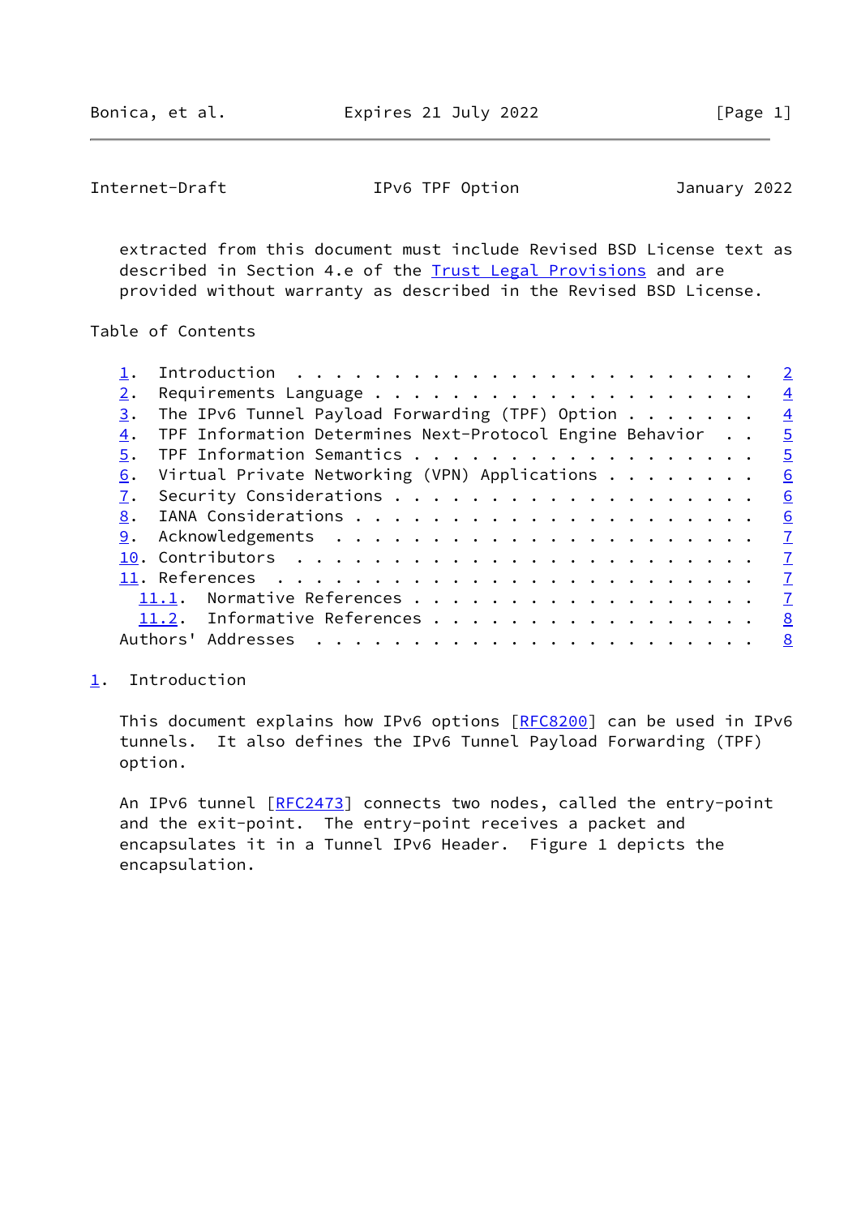extracted from this document must include Revised BSD License text as described in Section 4.e of the Trust Legal Provisions and are provided without warranty as described in the Revised BSD License.

## Table of Contents

1. Introduction . . . . . . . . . . . . . . . . . . . . . . . . 2
2. Requirements Language . . . . . . . . . . . . . . . . . . . . 4
3. The IPv6 Tunnel Payload Forwarding (TPF) Option . . . . . . . 4
4. TPF Information Determines Next-Protocol Engine Behavior . . 5
5. TPF Information Semantics . . . . . . . . . . . . . . . . . . 5
6. Virtual Private Networking (VPN) Applications . . . . . . . . 6
7. Security Considerations . . . . . . . . . . . . . . . . . . . 6
8. IANA Considerations . . . . . . . . . . . . . . . . . . . . . 6
9. Acknowledgements . . . . . . . . . . . . . . . . . . . . . . 7
10. Contributors . . . . . . . . . . . . . . . . . . . . . . . . 7
11. References . . . . . . . . . . . . . . . . . . . . . . . . . 7
    11.1. Normative References . . . . . . . . . . . . . . . . . . 7
    11.2. Informative References . . . . . . . . . . . . . . . . . 8

Authors' Addresses . . . . . . . . . . . . . . . . . . . . . . . 8

## 1. Introduction

This document explains how IPv6 options [RFC8200] can be used in IPv6 tunnels. It also defines the IPv6 Tunnel Payload Forwarding (TPF) option.

An IPv6 tunnel [RFC2473] connects two nodes, called the entry-point and the exit-point. The entry-point receives a packet and encapsulates it in a Tunnel IPv6 Header. Figure 1 depicts the encapsulation.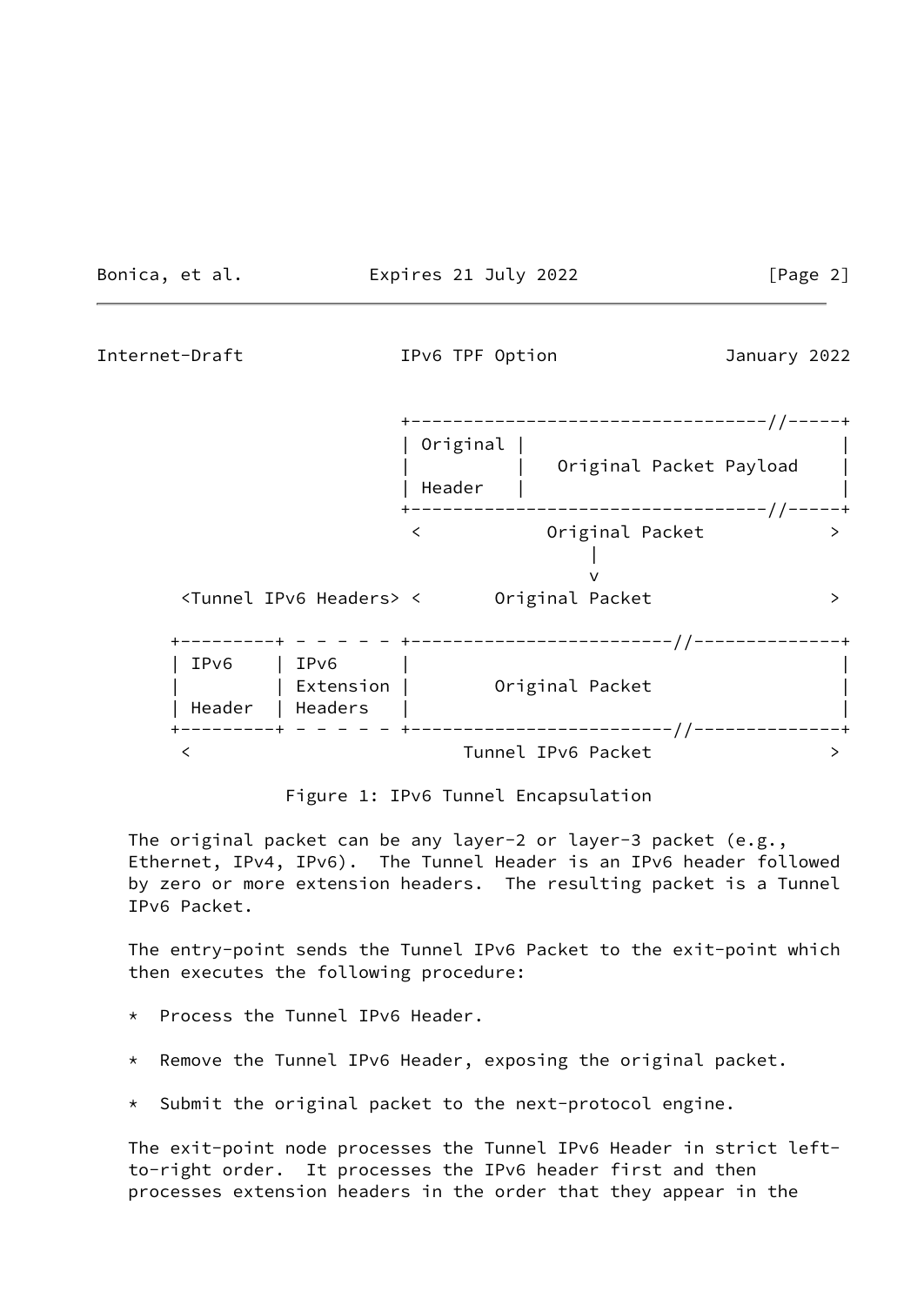```
                          +--------------------------------//-----+
                          | Original |                             |
                          |          |   Original Packet Payload   |
                          | Header   |                             |
                          +--------------------------------//-----+
                           <           Original Packet            >
                                            |
                                            v
   <Tunnel IPv6 Headers> <       Original Packet                  >

  +---------+ - - - - - +-------------------------//--------------+
  | IPv6    | IPv6      |                                          |
  |         | Extension |       Original Packet                    |
  | Header  | Headers   |                                          |
  +---------+ - - - - - +-------------------------//--------------+
   <                          Tunnel IPv6 Packet                  >
```

Figure 1: IPv6 Tunnel Encapsulation

The original packet can be any layer-2 or layer-3 packet (e.g., Ethernet, IPv4, IPv6). The Tunnel Header is an IPv6 header followed by zero or more extension headers. The resulting packet is a Tunnel IPv6 Packet.

The entry-point sends the Tunnel IPv6 Packet to the exit-point which then executes the following procedure:

* Process the Tunnel IPv6 Header.

* Remove the Tunnel IPv6 Header, exposing the original packet.

* Submit the original packet to the next-protocol engine.

The exit-point node processes the Tunnel IPv6 Header in strict left-to-right order. It processes the IPv6 header first and then processes extension headers in the order that they appear in the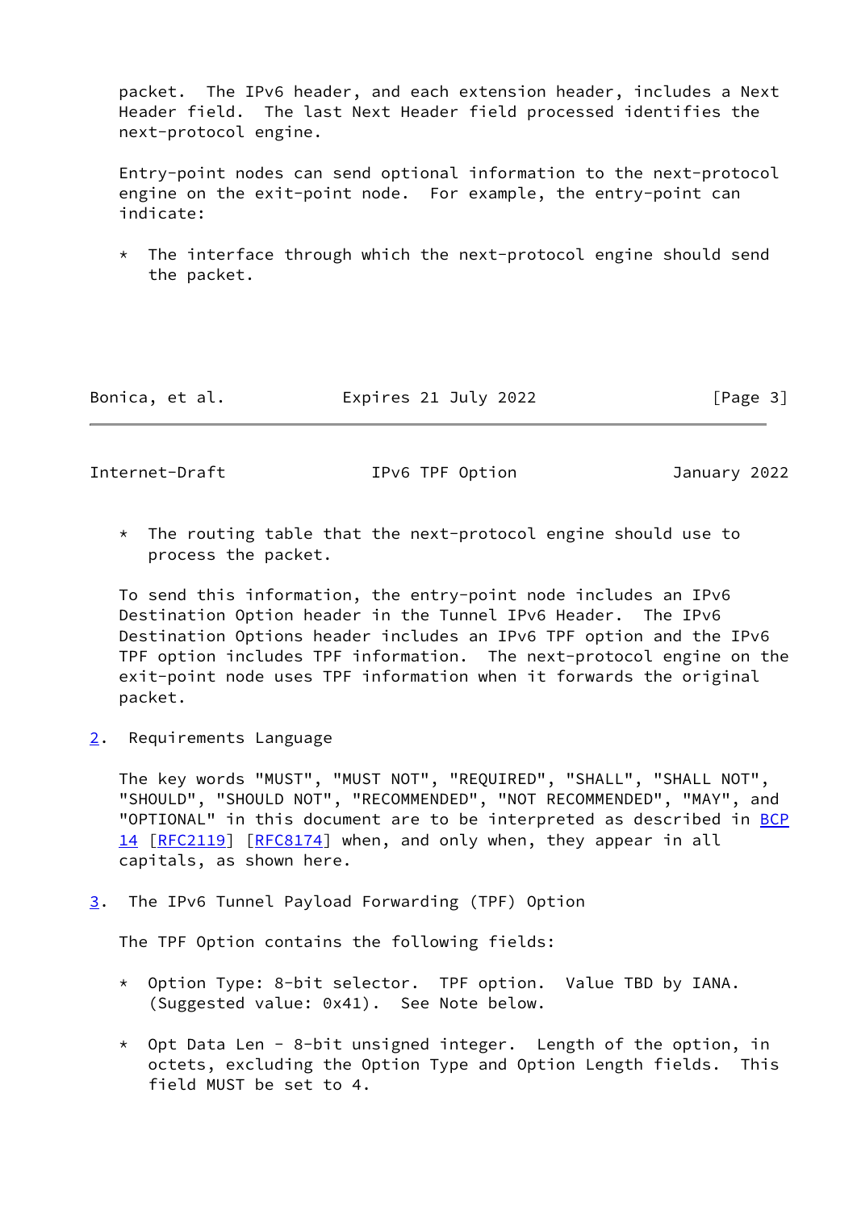packet. The IPv6 header, and each extension header, includes a Next Header field. The last Next Header field processed identifies the next-protocol engine.

Entry-point nodes can send optional information to the next-protocol engine on the exit-point node. For example, the entry-point can indicate:

* The interface through which the next-protocol engine should send the packet.

* The routing table that the next-protocol engine should use to process the packet.

To send this information, the entry-point node includes an IPv6 Destination Option header in the Tunnel IPv6 Header. The IPv6 Destination Options header includes an IPv6 TPF option and the IPv6 TPF option includes TPF information. The next-protocol engine on the exit-point node uses TPF information when it forwards the original packet.

## 2. Requirements Language

The key words "MUST", "MUST NOT", "REQUIRED", "SHALL", "SHALL NOT", "SHOULD", "SHOULD NOT", "RECOMMENDED", "NOT RECOMMENDED", "MAY", and "OPTIONAL" in this document are to be interpreted as described in BCP 14 [RFC2119] [RFC8174] when, and only when, they appear in all capitals, as shown here.

## 3. The IPv6 Tunnel Payload Forwarding (TPF) Option

The TPF Option contains the following fields:

* Option Type: 8-bit selector. TPF option. Value TBD by IANA. (Suggested value: 0x41). See Note below.

* Opt Data Len - 8-bit unsigned integer. Length of the option, in octets, excluding the Option Type and Option Length fields. This field MUST be set to 4.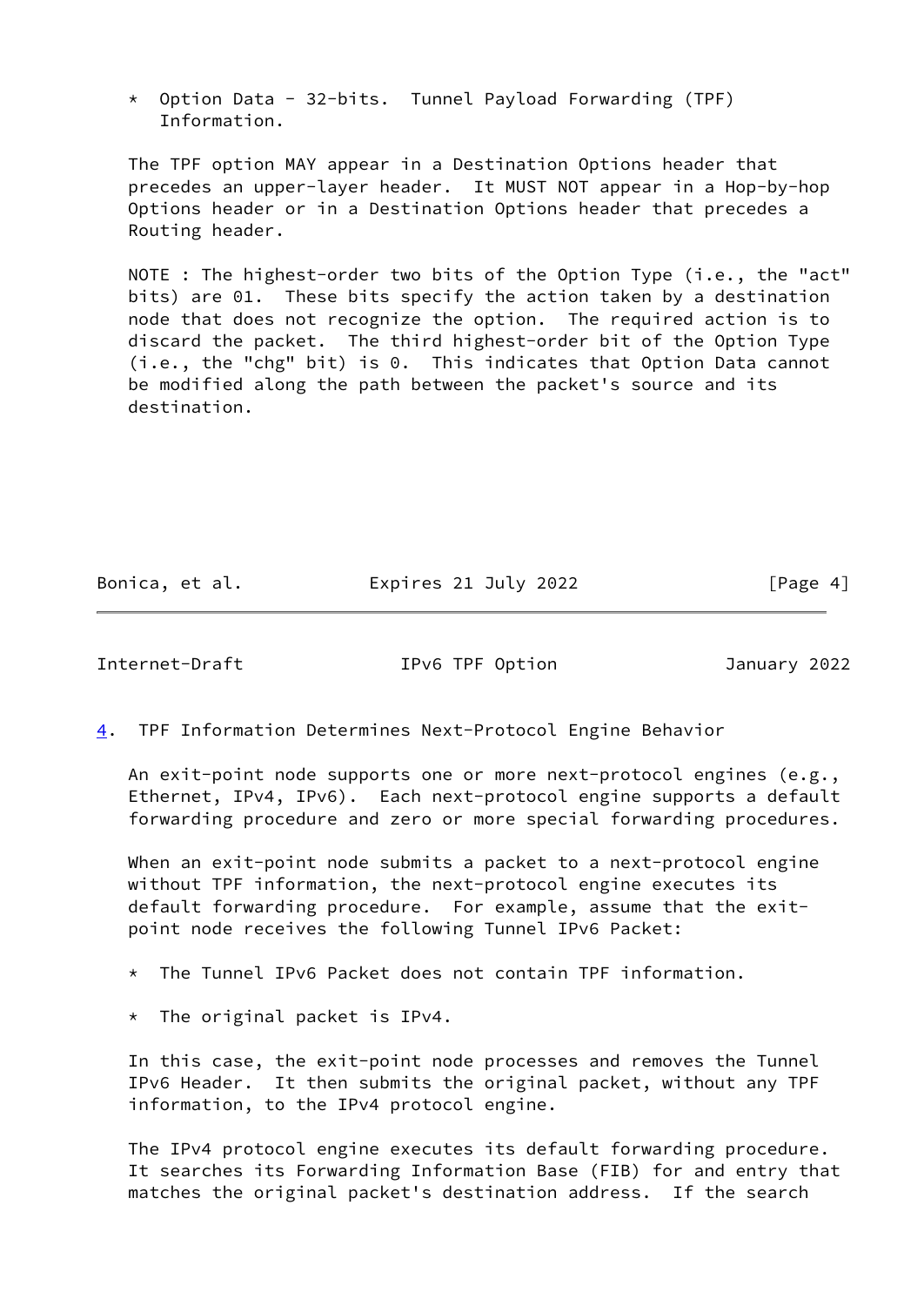* Option Data - 32-bits. Tunnel Payload Forwarding (TPF) Information.

The TPF option MAY appear in a Destination Options header that precedes an upper-layer header. It MUST NOT appear in a Hop-by-hop Options header or in a Destination Options header that precedes a Routing header.

NOTE : The highest-order two bits of the Option Type (i.e., the "act" bits) are 01. These bits specify the action taken by a destination node that does not recognize the option. The required action is to discard the packet. The third highest-order bit of the Option Type (i.e., the "chg" bit) is 0. This indicates that Option Data cannot be modified along the path between the packet's source and its destination.

## 4. TPF Information Determines Next-Protocol Engine Behavior

An exit-point node supports one or more next-protocol engines (e.g., Ethernet, IPv4, IPv6). Each next-protocol engine supports a default forwarding procedure and zero or more special forwarding procedures.

When an exit-point node submits a packet to a next-protocol engine without TPF information, the next-protocol engine executes its default forwarding procedure. For example, assume that the exit-point node receives the following Tunnel IPv6 Packet:

* The Tunnel IPv6 Packet does not contain TPF information.

* The original packet is IPv4.

In this case, the exit-point node processes and removes the Tunnel IPv6 Header. It then submits the original packet, without any TPF information, to the IPv4 protocol engine.

The IPv4 protocol engine executes its default forwarding procedure. It searches its Forwarding Information Base (FIB) for and entry that matches the original packet's destination address. If the search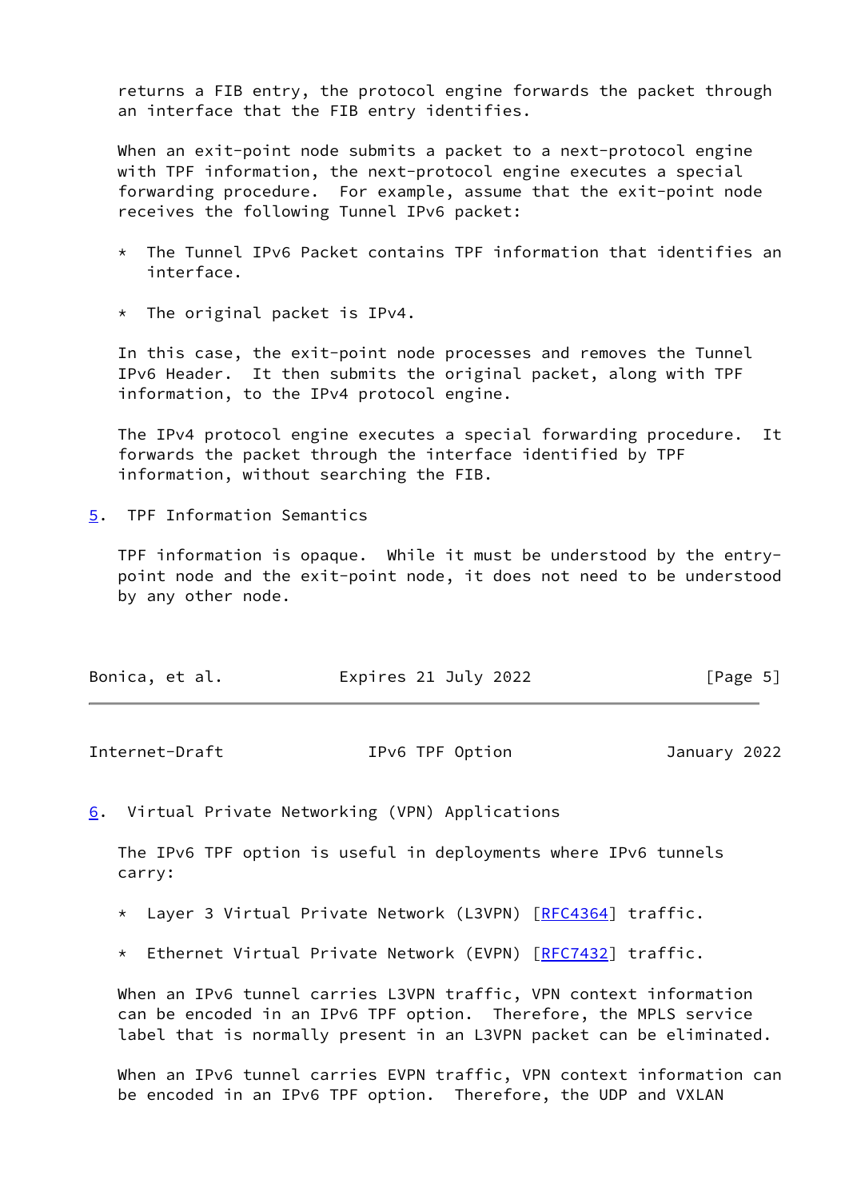returns a FIB entry, the protocol engine forwards the packet through an interface that the FIB entry identifies.

When an exit-point node submits a packet to a next-protocol engine with TPF information, the next-protocol engine executes a special forwarding procedure. For example, assume that the exit-point node receives the following Tunnel IPv6 packet:

* The Tunnel IPv6 Packet contains TPF information that identifies an interface.

* The original packet is IPv4.

In this case, the exit-point node processes and removes the Tunnel IPv6 Header. It then submits the original packet, along with TPF information, to the IPv4 protocol engine.

The IPv4 protocol engine executes a special forwarding procedure. It forwards the packet through the interface identified by TPF information, without searching the FIB.

## 5. TPF Information Semantics

TPF information is opaque. While it must be understood by the entry-point node and the exit-point node, it does not need to be understood by any other node.

## 6. Virtual Private Networking (VPN) Applications

The IPv6 TPF option is useful in deployments where IPv6 tunnels carry:

* Layer 3 Virtual Private Network (L3VPN) [RFC4364] traffic.

* Ethernet Virtual Private Network (EVPN) [RFC7432] traffic.

When an IPv6 tunnel carries L3VPN traffic, VPN context information can be encoded in an IPv6 TPF option. Therefore, the MPLS service label that is normally present in an L3VPN packet can be eliminated.

When an IPv6 tunnel carries EVPN traffic, VPN context information can be encoded in an IPv6 TPF option. Therefore, the UDP and VXLAN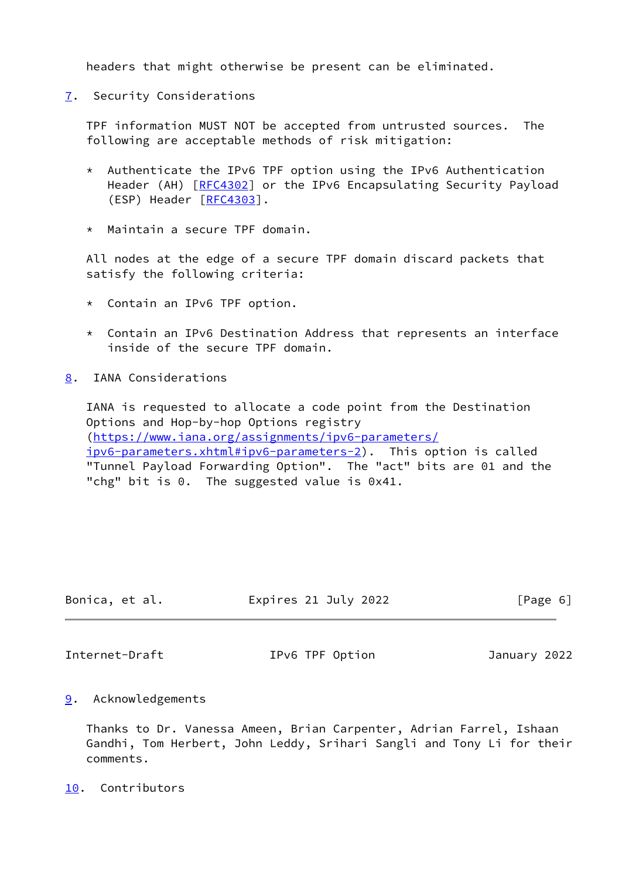headers that might otherwise be present can be eliminated.

## 7. Security Considerations

TPF information MUST NOT be accepted from untrusted sources. The following are acceptable methods of risk mitigation:

* Authenticate the IPv6 TPF option using the IPv6 Authentication Header (AH) [RFC4302] or the IPv6 Encapsulating Security Payload (ESP) Header [RFC4303].

* Maintain a secure TPF domain.

All nodes at the edge of a secure TPF domain discard packets that satisfy the following criteria:

* Contain an IPv6 TPF option.

* Contain an IPv6 Destination Address that represents an interface inside of the secure TPF domain.

## 8. IANA Considerations

IANA is requested to allocate a code point from the Destination Options and Hop-by-hop Options registry (https://www.iana.org/assignments/ipv6-parameters/ipv6-parameters.xhtml#ipv6-parameters-2). This option is called "Tunnel Payload Forwarding Option". The "act" bits are 01 and the "chg" bit is 0. The suggested value is 0x41.

## 9. Acknowledgements

Thanks to Dr. Vanessa Ameen, Brian Carpenter, Adrian Farrel, Ishaan Gandhi, Tom Herbert, John Leddy, Srihari Sangli and Tony Li for their comments.

## 10. Contributors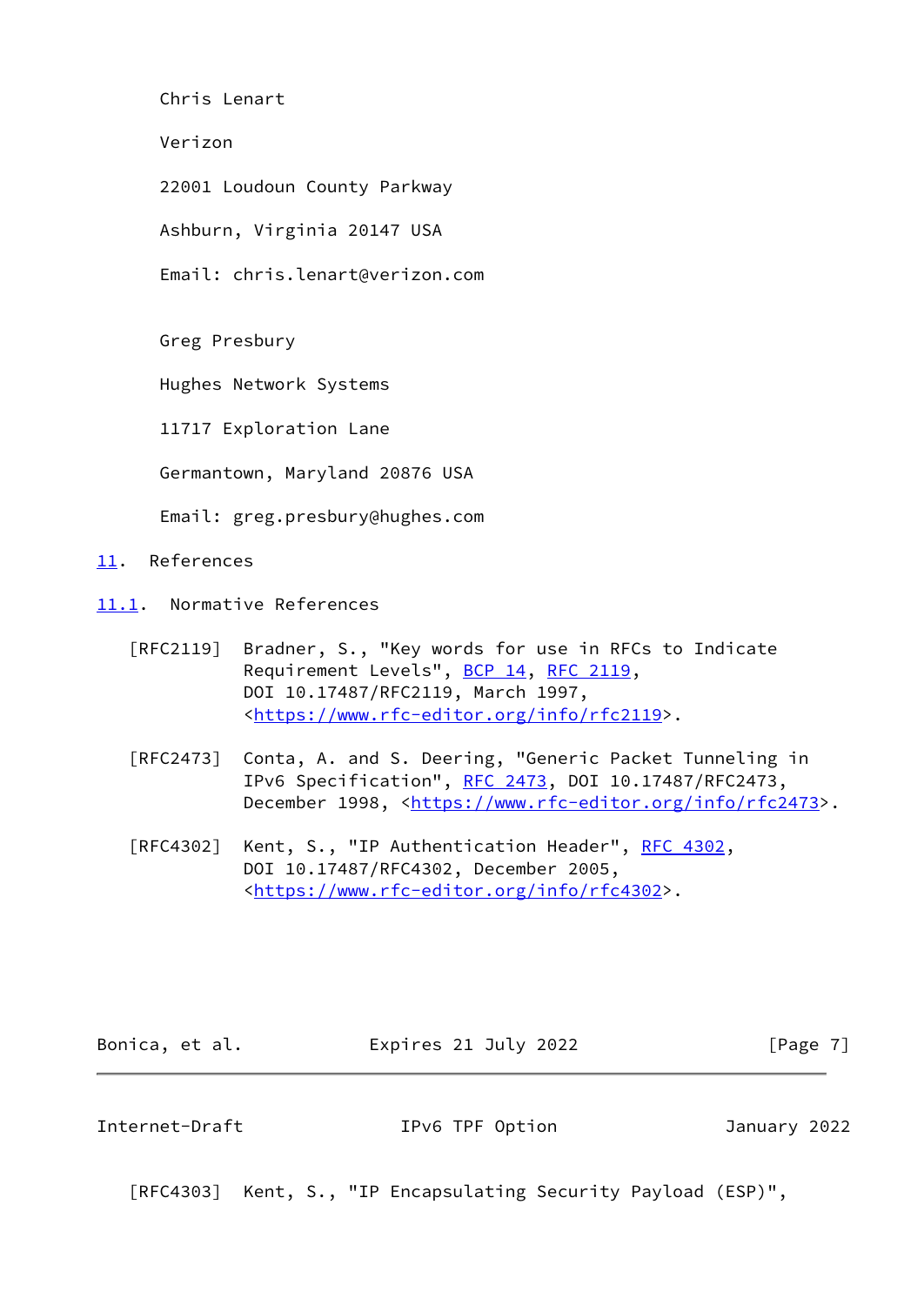Chris Lenart

Verizon

22001 Loudoun County Parkway

Ashburn, Virginia 20147 USA

Email: chris.lenart@verizon.com

Greg Presbury

Hughes Network Systems

11717 Exploration Lane

Germantown, Maryland 20876 USA

Email: greg.presbury@hughes.com

## 11. References

### 11.1. Normative References

[RFC2119] Bradner, S., "Key words for use in RFCs to Indicate Requirement Levels", BCP 14, RFC 2119, DOI 10.17487/RFC2119, March 1997, <https://www.rfc-editor.org/info/rfc2119>.

[RFC2473] Conta, A. and S. Deering, "Generic Packet Tunneling in IPv6 Specification", RFC 2473, DOI 10.17487/RFC2473, December 1998, <https://www.rfc-editor.org/info/rfc2473>.

[RFC4302] Kent, S., "IP Authentication Header", RFC 4302, DOI 10.17487/RFC4302, December 2005, <https://www.rfc-editor.org/info/rfc4302>.

[RFC4303] Kent, S., "IP Encapsulating Security Payload (ESP)",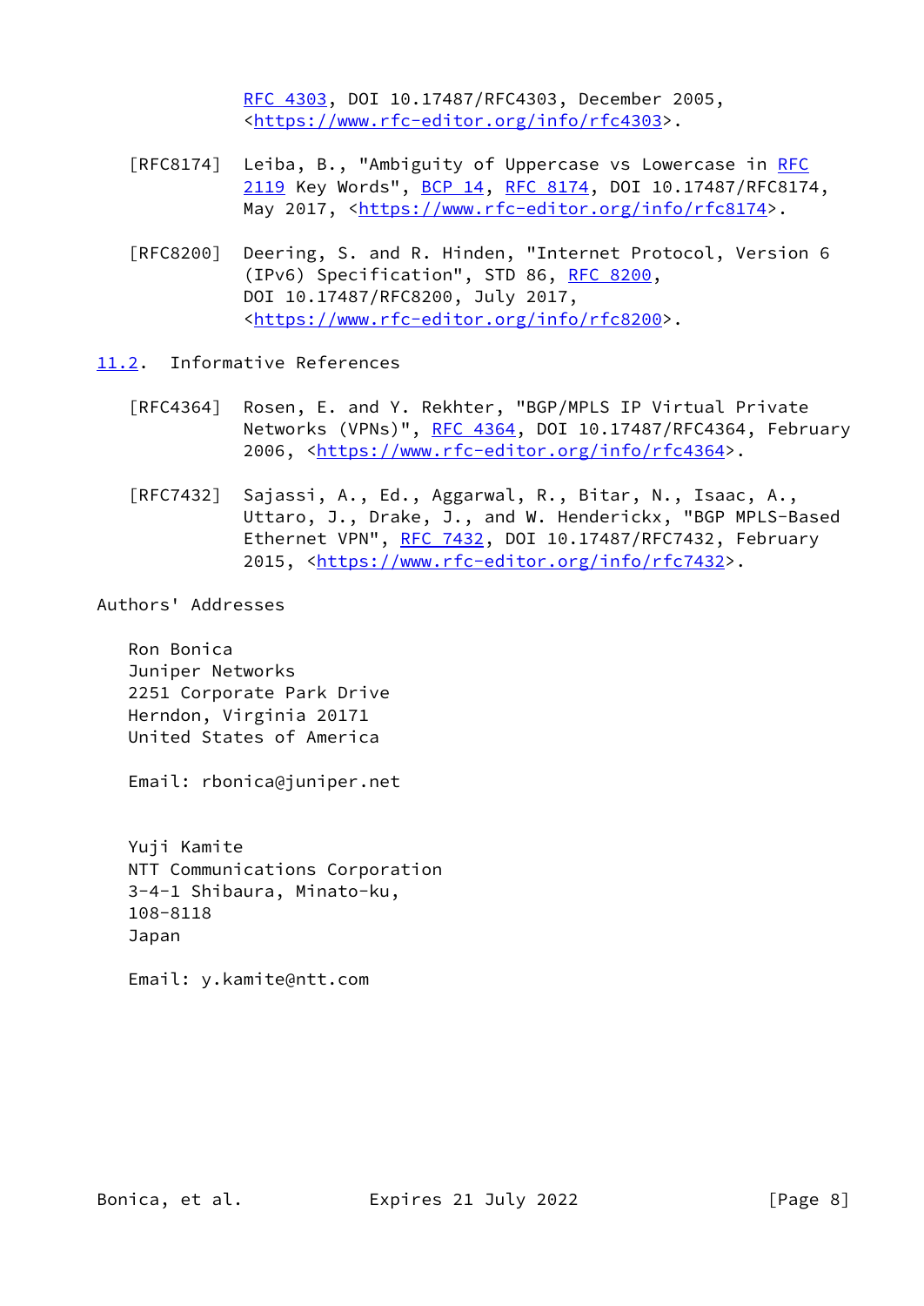RFC 4303, DOI 10.17487/RFC4303, December 2005, <https://www.rfc-editor.org/info/rfc4303>.

[RFC8174] Leiba, B., "Ambiguity of Uppercase vs Lowercase in RFC 2119 Key Words", BCP 14, RFC 8174, DOI 10.17487/RFC8174, May 2017, <https://www.rfc-editor.org/info/rfc8174>.

[RFC8200] Deering, S. and R. Hinden, "Internet Protocol, Version 6 (IPv6) Specification", STD 86, RFC 8200, DOI 10.17487/RFC8200, July 2017, <https://www.rfc-editor.org/info/rfc8200>.

## 11.2. Informative References

[RFC4364] Rosen, E. and Y. Rekhter, "BGP/MPLS IP Virtual Private Networks (VPNs)", RFC 4364, DOI 10.17487/RFC4364, February 2006, <https://www.rfc-editor.org/info/rfc4364>.

[RFC7432] Sajassi, A., Ed., Aggarwal, R., Bitar, N., Isaac, A., Uttaro, J., Drake, J., and W. Henderickx, "BGP MPLS-Based Ethernet VPN", RFC 7432, DOI 10.17487/RFC7432, February 2015, <https://www.rfc-editor.org/info/rfc7432>.

# Authors' Addresses

Ron Bonica
Juniper Networks
2251 Corporate Park Drive
Herndon, Virginia 20171
United States of America

Email: rbonica@juniper.net

Yuji Kamite
NTT Communications Corporation
3-4-1 Shibaura, Minato-ku,
108-8118
Japan

Email: y.kamite@ntt.com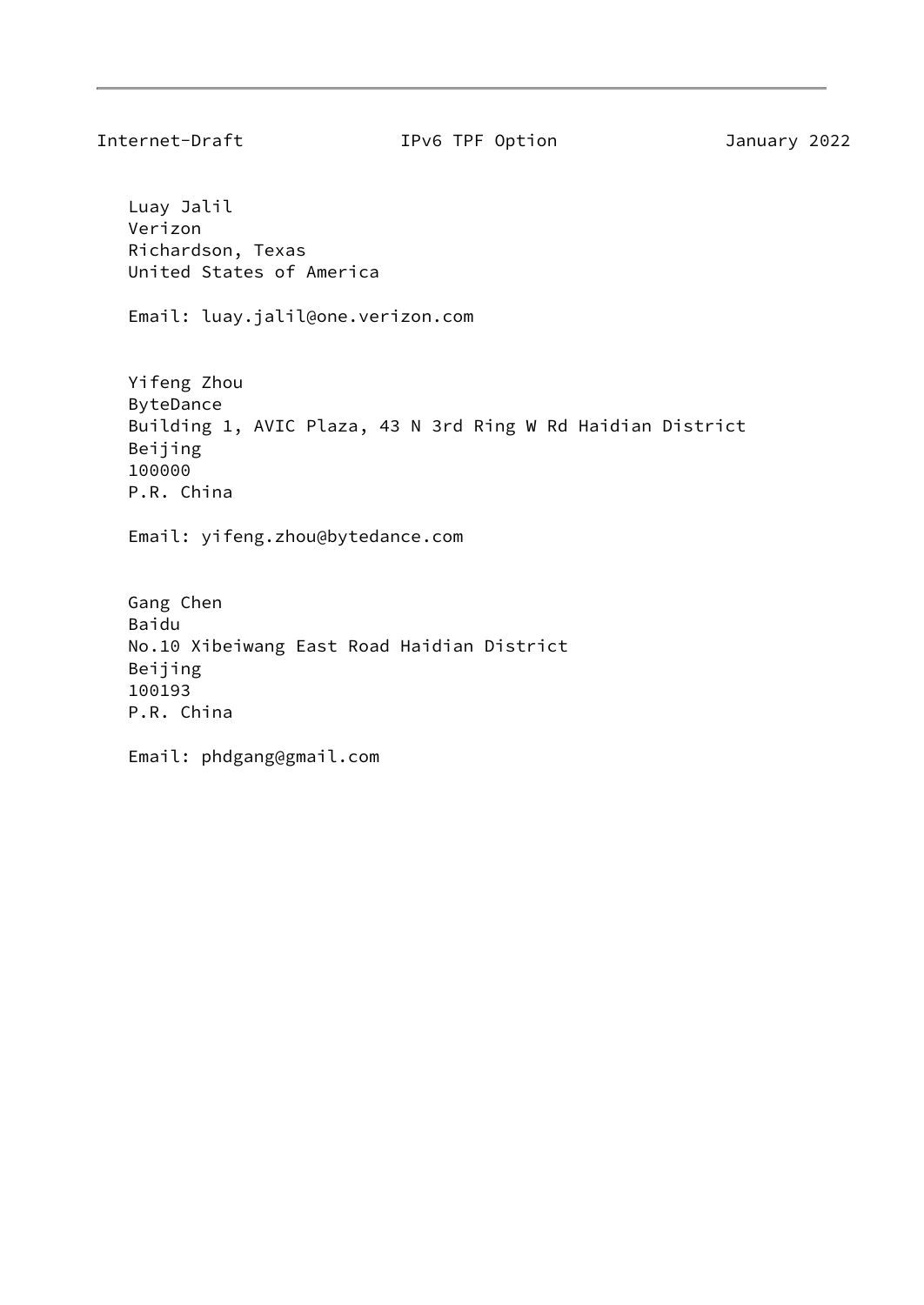Luay Jalil
Verizon
Richardson, Texas
United States of America

Email: luay.jalil@one.verizon.com

Yifeng Zhou
ByteDance
Building 1, AVIC Plaza, 43 N 3rd Ring W Rd Haidian District
Beijing
100000
P.R. China

Email: yifeng.zhou@bytedance.com

Gang Chen
Baidu
No.10 Xibeiwang East Road Haidian District
Beijing
100193
P.R. China

Email: phdgang@gmail.com